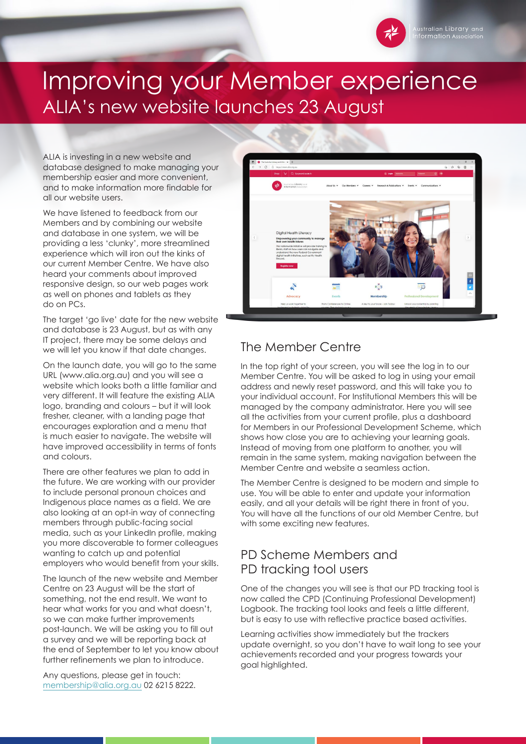# Improving your Member experience

## ALIA's new website launches 23 August

ALIA is investing in a new website and database designed to make managing your membership easier and more convenient, and to make information more findable for all our website users.

We have listened to feedback from our Members and by combining our website and database in one system, we will be providing a less 'clunky', more streamlined experience which will iron out the kinks of our current Member Centre. We have also heard your comments about improved responsive design, so our web pages work as well on phones and tablets as they do on PCs.

The target 'go live' date for the new website and database is 23 August, but as with any IT project, there may be some delays and we will let you know if that date changes.

On the launch date, you will go to the same URL (www.alia.org.au) and you will see a website which looks both a little familiar and very different. It will feature the existing ALIA logo, branding and colours – but it will look fresher, cleaner, with a landing page that encourages exploration and a menu that is much easier to navigate. The website will have improved accessibility in terms of fonts and colours.

There are other features we plan to add in the future. We are working with our provider to include personal pronoun choices and Indigenous place names as a field. We are also looking at an opt-in way of connecting members through public-facing social media, such as your LinkedIn profile, making you more discoverable to former colleagues wanting to catch up and potential employers who would benefit from your skills.

The launch of the new website and Member Centre on 23 August will be the start of something, not the end result. We want to hear what works for you and what doesn't, so we can make further improvements post-launch. We will be asking you to fill out a survey and we will be reporting back at the end of September to let you know about further refinements we plan to introduce.

Any questions, please get in touch: membership@alia.org.au 02 6215 8222.

## The Member Centre

In the top right of your screen, you will see the log in to our Member Centre. You will be asked to log in using your email address and newly reset password, and this will take you to your individual account. For Institutional Members this will be managed by the company administrator. Here you will see all the activities from your current profile, plus a dashboard for Members in our Professional Development Scheme, which shows how close you are to achieving your learning goals. Instead of moving from one platform to another, you will remain in the same system, making navigation between the Member Centre and website a seamless action.

The Member Centre is designed to be modern and simple to use. You will be able to enter and update your information easily, and all your details will be right there in front of you. You will have all the functions of our old Member Centre, but with some exciting new features.

## PD Scheme Members and PD tracking tool users

One of the changes you will see is that our PD tracking tool is now called the CPD (Continuing Professional Development) Logbook. The tracking tool looks and feels a little different, but is easy to use with reflective practice based activities.

Learning activities show immediately but the trackers update overnight, so you don't have to wait long to see your achievements recorded and your progress towards your goal highlighted.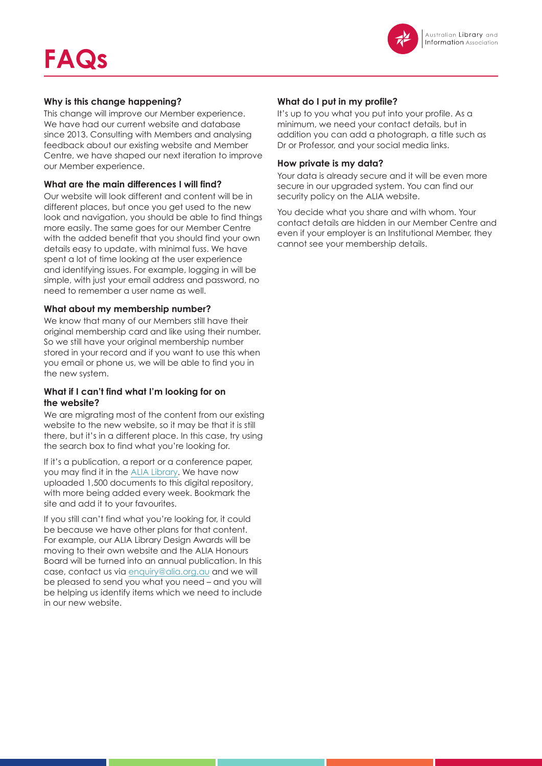# FAQs

### Why is this change happening?

This change will improve our Member experience. We have had our current website and database since 2013. Consulting with Members and analysing feedback about our existing website and Member Centre, we have shaped our next iteration to improve our Member experience.

### What are the main differences I will find?

Our website will look different and content will be in different places, but once you get used to the new look and navigation, you should be able to find things more easily. The same goes for our Member Centre with the added benefit that you should find your own details easy to update, with minimal fuss. We have spent a lot of time looking at the user experience and identifying issues. For example, logging in will be simple, with just your email address and password, no need to remember a user name as well.

### What about my membership number?

We know that many of our Members still have their original membership card and like using their number. So we still have your original membership number stored in your record and if you want to use this when you email or phone us, we will be able to find you in the new system.

### What if I can't find what I'm looking for on the website?

We are migrating most of the content from our existing website to the new website, so it may be that it is still there, but it's in a different place. In this case, try using the search box to find what you're looking for.

If it's a publication, a report or a conference paper, you may find it in the ALIA Library. We have now uploaded 1,500 documents to this digital repository, with more being added every week. Bookmark the site and add it to your favourites.

If you still can't find what you're looking for, it could be because we have other plans for that content. For example, our ALIA Library Design Awards will be moving to their own website and the ALIA Honours Board will be turned into an annual publication. In this case, contact us via enquiry@alia.org.au and we will be pleased to send you what you need – and you will be helping us identify items which we need to include in our new website.

### What do I put in my profile?

It's up to you what you put into your profile. As a minimum, we need your contact details, but in addition you can add a photograph, a title such as Dr or Professor, and your social media links.

### How private is my data?

Your data is already secure and it will be even more secure in our upgraded system. You can find our security policy on the ALIA website.

You decide what you share and with whom. Your contact details are hidden in our Member Centre and even if your employer is an Institutional Member, they cannot see your membership details.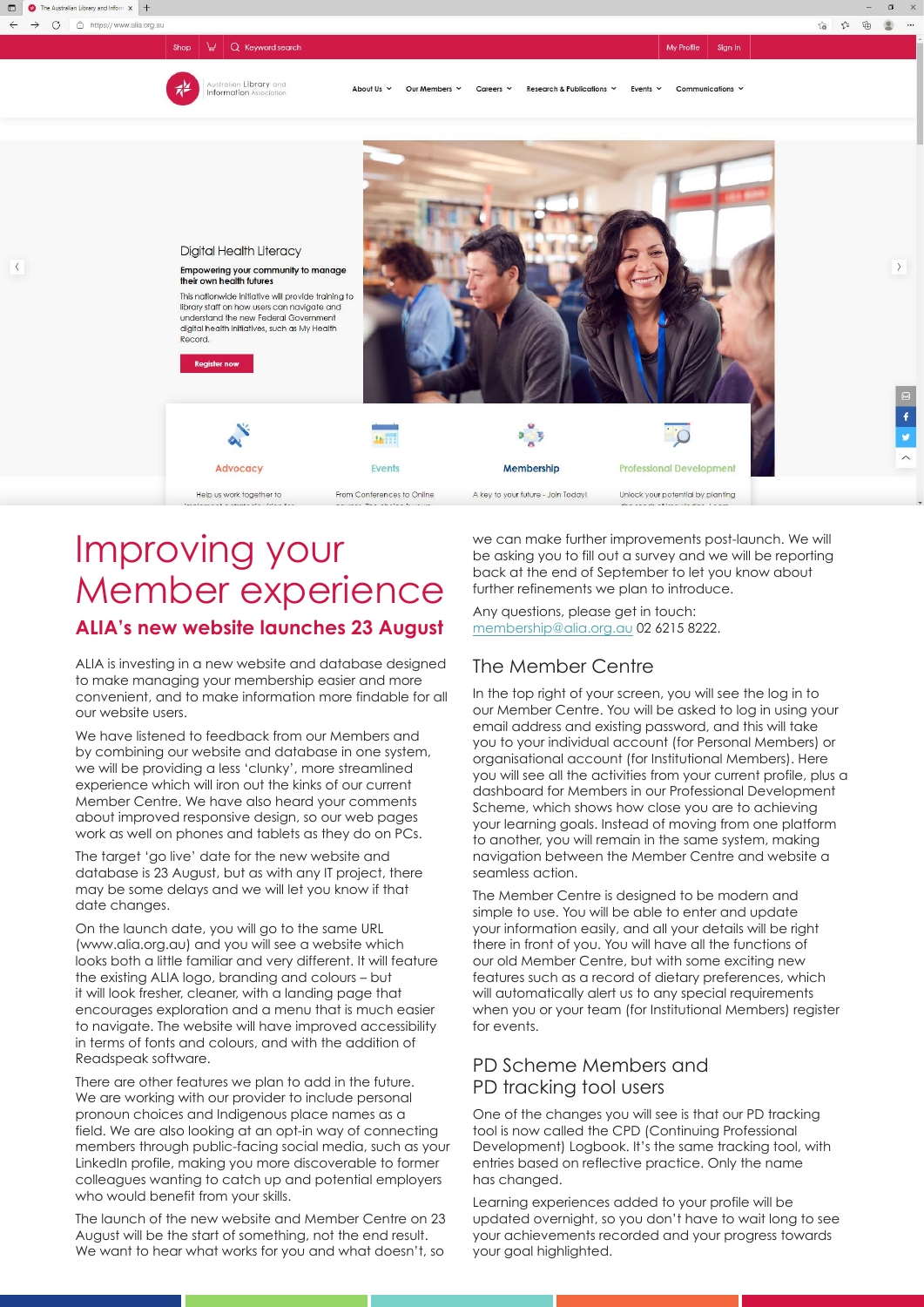# Improving your Member experience

## ALIA's new website launches 23 August

ALIA is investing in a new website and database designed to make managing your membership easier and more convenient, and to make information more findable for all our website users.

We have listened to feedback from our Members and by combining our website and database in one system, we will be providing a less 'clunky', more streamlined experience which will iron out the kinks of our current Member Centre. We have also heard your comments about improved responsive design, so our web pages work as well on phones and tablets as they do on PCs.

The target 'go live' date for the new website and database is 23 August, but as with any IT project, there may be some delays and we will let you know if that date changes.

On the launch date, you will go to the same URL (www.alia.org.au) and you will see a website which looks both a little familiar and very different. It will feature the existing ALIA logo, branding and colours – but it will look fresher, cleaner, with a landing page that encourages exploration and a menu that is much easier to navigate. The website will have improved accessibility in terms of fonts and colours, and with the addition of Readspeak software.

There are other features we plan to add in the future. We are working with our provider to include personal pronoun choices and Indigenous place names as a field. We are also looking at an opt-in way of connecting members through public-facing social media, such as your LinkedIn profile, making you more discoverable to former colleagues wanting to catch up and potential employers who would benefit from your skills.

The launch of the new website and Member Centre on 23 August will be the start of something, not the end result. We want to hear what works for you and what doesn't, so we can make further improvements post-launch. We will be asking you to fill out a survey and we will be reporting back at the end of September to let you know about further refinements we plan to introduce.

Any questions, please get in touch: membership@alia.org.au 02 6215 8222.

## The Member Centre

In the top right of your screen, you will see the log in to our Member Centre. You will be asked to log in using your email address and existing password, and this will take you to your individual account (for Personal Members) or organisational account (for Institutional Members). Here you will see all the activities from your current profile, plus a dashboard for Members in our Professional Development Scheme, which shows how close you are to achieving your learning goals. Instead of moving from one platform to another, you will remain in the same system, making navigation between the Member Centre and website a seamless action.

The Member Centre is designed to be modern and simple to use. You will be able to enter and update your information easily, and all your details will be right there in front of you. You will have all the functions of our old Member Centre, but with some exciting new features such as a record of dietary preferences, which will automatically alert us to any special requirements when you or your team (for Institutional Members) register for events.

## PD Scheme Members and PD tracking tool users

One of the changes you will see is that our PD tracking tool is now called the CPD (Continuing Professional Development) Logbook. It's the same tracking tool, with entries based on reflective practice. Only the name has changed.

Learning experiences added to your profile will be updated overnight, so you don't have to wait long to see your achievements recorded and your progress towards your goal highlighted.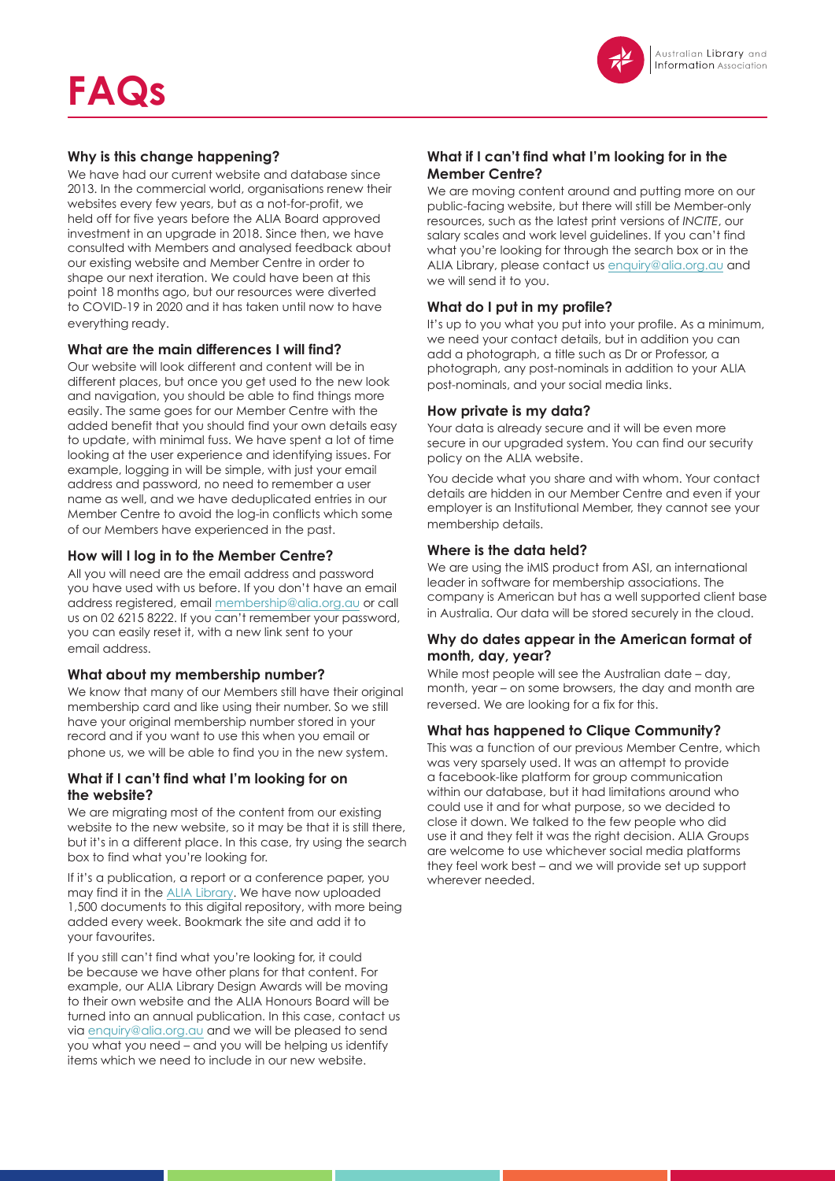# FAQs

### Why is this change happening?

We have had our current website and database since 2013. In the commercial world, organisations renew their websites every few years, but as a not-for-profit, we held off for five years before the ALIA Board approved investment in an upgrade in 2018. Since then, we have consulted with Members and analysed feedback about our existing website and Member Centre in order to shape our next iteration. We could have been at this point 18 months ago, but our resources were diverted to COVID-19 in 2020 and it has taken until now to have everything ready.

### What are the main differences I will find?

Our website will look different and content will be in different places, but once you get used to the new look and navigation, you should be able to find things more easily. The same goes for our Member Centre with the added benefit that you should find your own details easy to update, with minimal fuss. We have spent a lot of time looking at the user experience and identifying issues. For example, logging in will be simple, with just your email address and password, no need to remember a user name as well, and we have deduplicated entries in our Member Centre to avoid the log-in conflicts which some of our Members have experienced in the past.

### How will I log in to the Member Centre?

All you will need are the email address and password you have used with us before. If you don't have an email address registered, email membership@alia.org.au or call us on 02 6215 8222. If you can't remember your password, you can easily reset it, with a new link sent to your email address.

### What about my membership number?

We know that many of our Members still have their original membership card and like using their number. So we still have your original membership number stored in your record and if you want to use this when you email or phone us, we will be able to find you in the new system.

### What if I can't find what I'm looking for on the website?

We are migrating most of the content from our existing website to the new website, so it may be that it is still there, but it's in a different place. In this case, try using the search box to find what you're looking for.

If it's a publication, a report or a conference paper, you may find it in the ALIA Library. We have now uploaded 1,500 documents to this digital repository, with more being added every week. Bookmark the site and add it to your favourites.

If you still can't find what you're looking for, it could be because we have other plans for that content. For example, our ALIA Library Design Awards will be moving to their own website and the ALIA Honours Board will be turned into an annual publication. In this case, contact us via enquiry@alia.org.au and we will be pleased to send you what you need – and you will be helping us identify items which we need to include in our new website.

### What if I can't find what I'm looking for in the Member Centre?

We are moving content around and putting more on our public-facing website, but there will still be Member-only resources, such as the latest print versions of *INCITE*, our salary scales and work level guidelines. If you can't find what you're looking for through the search box or in the ALIA Library, please contact us enquiry@alia.org.au and we will send it to you.

### What do I put in my profile?

It's up to you what you put into your profile. As a minimum, we need your contact details, but in addition you can add a photograph, a title such as Dr or Professor, a photograph, any post-nominals in addition to your ALIA post-nominals, and your social media links.

### How private is my data?

Your data is already secure and it will be even more secure in our upgraded system. You can find our security policy on the ALIA website.

You decide what you share and with whom. Your contact details are hidden in our Member Centre and even if your employer is an Institutional Member, they cannot see your membership details.

### Where is the data held?

We are using the iMIS product from ASI, an international leader in software for membership associations. The company is American but has a well supported client base in Australia. Our data will be stored securely in the cloud.

### Why do dates appear in the American format of month, day, year?

While most people will see the Australian date – day, month, year – on some browsers, the day and month are reversed. We are looking for a fix for this.

### What has happened to Clique Community?

This was a function of our previous Member Centre, which was very sparsely used. It was an attempt to provide a facebook-like platform for group communication within our database, but it had limitations around who could use it and for what purpose, so we decided to close it down. We talked to the few people who did use it and they felt it was the right decision. ALIA Groups are welcome to use whichever social media platforms they feel work best – and we will provide set up support wherever needed.